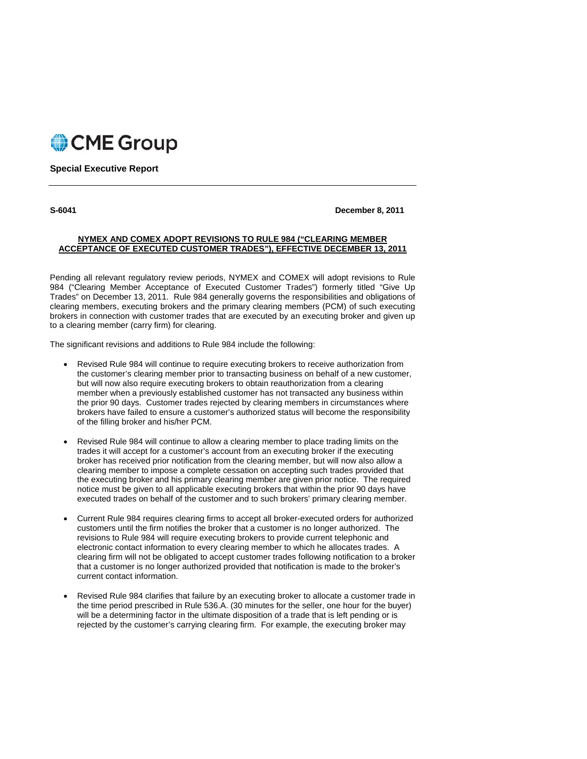CME Group

**Special Executive Report**

---

**S-6041** **December 8, 2011**

**NYMEX AND COMEX ADOPT REVISIONS TO RULE 984 ("CLEARING MEMBER ACCEPTANCE OF EXECUTED CUSTOMER TRADES"), EFFECTIVE DECEMBER 13, 2011**

Pending all relevant regulatory review periods, NYMEX and COMEX will adopt revisions to Rule 984 ("Clearing Member Acceptance of Executed Customer Trades") formerly titled "Give Up Trades" on December 13, 2011. Rule 984 generally governs the responsibilities and obligations of clearing members, executing brokers and the primary clearing members (PCM) of such executing brokers in connection with customer trades that are executed by an executing broker and given up to a clearing member (carry firm) for clearing.

The significant revisions and additions to Rule 984 include the following:

- Revised Rule 984 will continue to require executing brokers to receive authorization from the customer's clearing member prior to transacting business on behalf of a new customer, but will now also require executing brokers to obtain reauthorization from a clearing member when a previously established customer has not transacted any business within the prior 90 days. Customer trades rejected by clearing members in circumstances where brokers have failed to ensure a customer's authorized status will become the responsibility of the filling broker and his/her PCM.

- Revised Rule 984 will continue to allow a clearing member to place trading limits on the trades it will accept for a customer's account from an executing broker if the executing broker has received prior notification from the clearing member, but will now also allow a clearing member to impose a complete cessation on accepting such trades provided that the executing broker and his primary clearing member are given prior notice. The required notice must be given to all applicable executing brokers that within the prior 90 days have executed trades on behalf of the customer and to such brokers' primary clearing member.

- Current Rule 984 requires clearing firms to accept all broker-executed orders for authorized customers until the firm notifies the broker that a customer is no longer authorized. The revisions to Rule 984 will require executing brokers to provide current telephonic and electronic contact information to every clearing member to which he allocates trades. A clearing firm will not be obligated to accept customer trades following notification to a broker that a customer is no longer authorized provided that notification is made to the broker's current contact information.

- Revised Rule 984 clarifies that failure by an executing broker to allocate a customer trade in the time period prescribed in Rule 536.A. (30 minutes for the seller, one hour for the buyer) will be a determining factor in the ultimate disposition of a trade that is left pending or is rejected by the customer's carrying clearing firm. For example, the executing broker may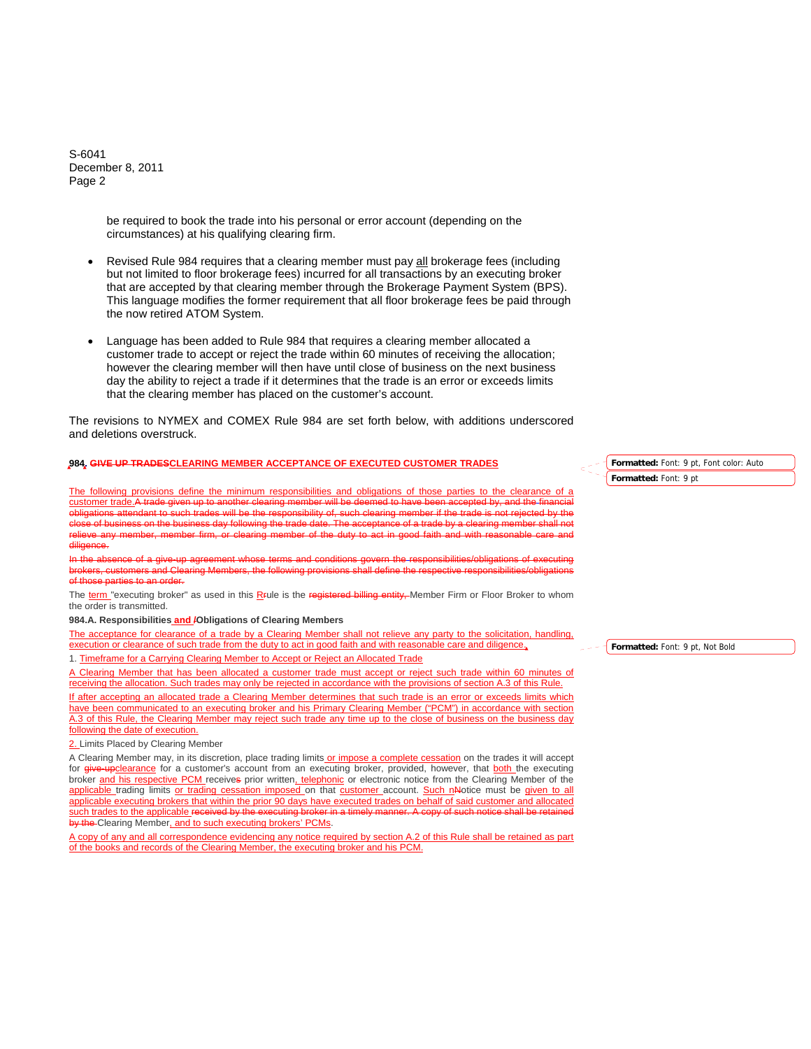be required to book the trade into his personal or error account (depending on the circumstances) at his qualifying clearing firm.

- Revised Rule 984 requires that a clearing member must pay <u>all</u> brokerage fees (including but not limited to floor brokerage fees) incurred for all transactions by an executing broker that are accepted by that clearing member through the Brokerage Payment System (BPS). This language modifies the former requirement that all floor brokerage fees be paid through the now retired ATOM System.

- Language has been added to Rule 984 that requires a clearing member allocated a customer trade to accept or reject the trade within 60 minutes of receiving the allocation; however the clearing member will then have until close of business on the next business day the ability to reject a trade if it determines that the trade is an error or exceeds limits that the clearing member has placed on the customer's account.

The revisions to NYMEX and COMEX Rule 984 are set forth below, with additions underscored and deletions overstruck.

**984~~.~~ ~~GIVE UP TRADES~~<u>CLEARING MEMBER ACCEPTANCE OF EXECUTED CUSTOMER TRADES</u>**

<u>The following provisions define the minimum responsibilities and obligations of those parties to the clearance of a customer trade.</u>~~A trade given up to another clearing member will be deemed to have been accepted by, and the financial obligations attendant to such trades will be the responsibility of, such clearing member if the trade is not rejected by the close of business on the business day following the trade date. The acceptance of a trade by a clearing member shall not relieve any member, member firm, or clearing member of the duty to act in good faith and with reasonable care and diligence.~~

~~In the absence of a give-up agreement whose terms and conditions govern the responsibilities/obligations of executing brokers, customers and Clearing Members, the following provisions shall define the respective responsibilities/obligations of those parties to an order.~~

The <u>term</u> "executing broker" as used in this <u>R</u>~~r~~ule is the ~~registered billing entity,~~ Member Firm or Floor Broker to whom the order is transmitted.

**984.A. Responsibilities <u>and</u> ~~/~~Obligations of Clearing Members**

<u>The acceptance for clearance of a trade by a Clearing Member shall not relieve any party to the solicitation, handling, execution or clearance of such trade from the duty to act in good faith and with reasonable care and diligence.</u>

1. <u>Timeframe for a Carrying Clearing Member to Accept or Reject an Allocated Trade</u>

<u>A Clearing Member that has been allocated a customer trade must accept or reject such trade within 60 minutes of receiving the allocation. Such trades may only be rejected in accordance with the provisions of section A.3 of this Rule.</u>

<u>If after accepting an allocated trade a Clearing Member determines that such trade is an error or exceeds limits which have been communicated to an executing broker and his Primary Clearing Member ("PCM") in accordance with section A.3 of this Rule, the Clearing Member may reject such trade any time up to the close of business on the business day following the date of execution.</u>

<u>2.</u> Limits Placed by Clearing Member

A Clearing Member may, in its discretion, place trading limits <u>or impose a complete cessation</u> on the trades it will accept for ~~give-up~~<u>clearance</u> for a customer's account from an executing broker, provided, however, that <u>both</u> the executing broker <u>and his respective PCM</u> receive~~s~~ prior written<u>, telephonic</u> or electronic notice from the Clearing Member of the <u>applicable</u> trading limits <u>or trading cessation imposed</u> on that <u>customer</u> account. <u>Such n</u>~~N~~otice must be <u>given to all applicable executing brokers that within the prior 90 days have executed trades on behalf of said customer and allocated such trades to the applicable</u> ~~received by the executing broker in a timely manner. A copy of such notice shall be retained by the~~ Clearing Member<u>, and to such executing brokers' PCMs</u>.

<u>A copy of any and all correspondence evidencing any notice required by section A.2 of this Rule shall be retained as part of the books and records of the Clearing Member, the executing broker and his PCM.</u>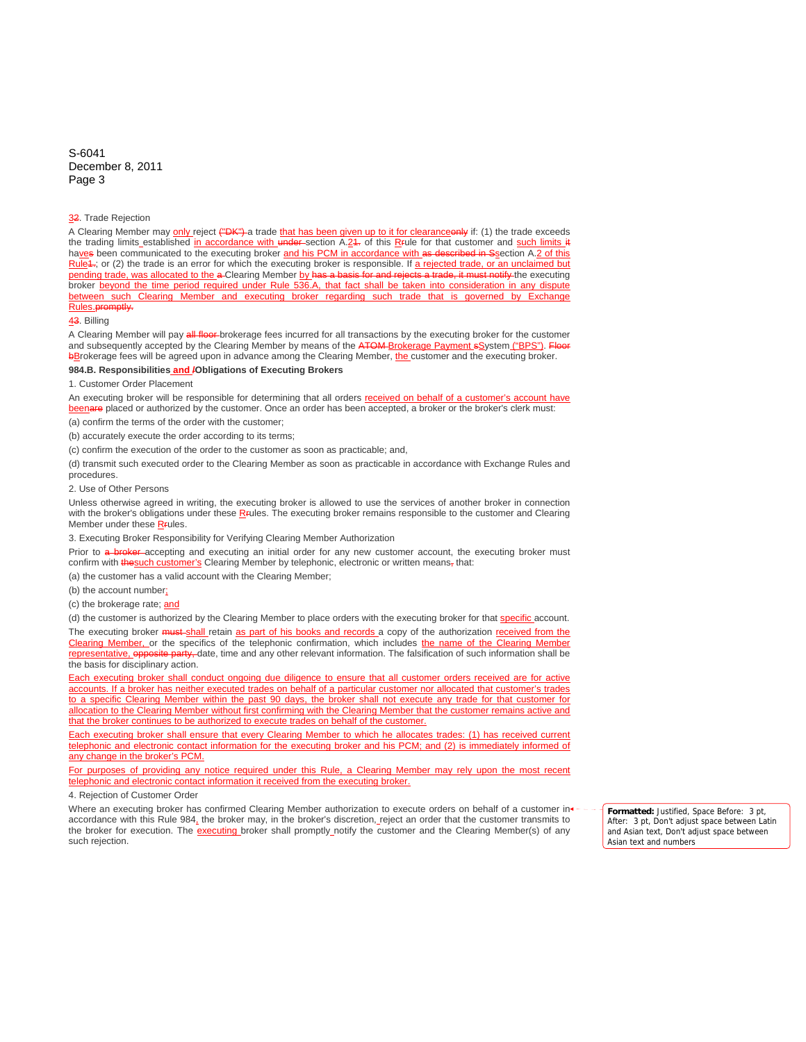32. Trade Rejection

A Clearing Member may only reject ("DK") a trade that has been given up to it for clearanceonly if: (1) the trade exceeds the trading limits established in accordance with under section A.21. of this Rrule for that customer and such limits it haves been communicated to the executing broker and his PCM in accordance with as described in Ssection A.2 of this Rule1.; or (2) the trade is an error for which the executing broker is responsible. If a rejected trade, or an unclaimed but pending trade, was allocated to the a Clearing Member by has a basis for and rejects a trade, it must notify the executing broker beyond the time period required under Rule 536.A, that fact shall be taken into consideration in any dispute between such Clearing Member and executing broker regarding such trade that is governed by Exchange Rules.promptly.

43. Billing

A Clearing Member will pay all floor brokerage fees incurred for all transactions by the executing broker for the customer and subsequently accepted by the Clearing Member by means of the ATOM Brokerage Payment sSystem ("BPS"). Floor bBrokerage fees will be agreed upon in advance among the Clearing Member, the customer and the executing broker.

**984.B. Responsibilities and /Obligations of Executing Brokers**

1. Customer Order Placement

An executing broker will be responsible for determining that all orders received on behalf of a customer's account have beenare placed or authorized by the customer. Once an order has been accepted, a broker or the broker's clerk must:

(a) confirm the terms of the order with the customer;

(b) accurately execute the order according to its terms;

(c) confirm the execution of the order to the customer as soon as practicable; and,

(d) transmit such executed order to the Clearing Member as soon as practicable in accordance with Exchange Rules and procedures.

2. Use of Other Persons

Unless otherwise agreed in writing, the executing broker is allowed to use the services of another broker in connection with the broker's obligations under these Rrules. The executing broker remains responsible to the customer and Clearing Member under these Rrules.

3. Executing Broker Responsibility for Verifying Clearing Member Authorization

Prior to a broker accepting and executing an initial order for any new customer account, the executing broker must confirm with thesuch customer's Clearing Member by telephonic, electronic or written means, that:

(a) the customer has a valid account with the Clearing Member;

(b) the account number;

(c) the brokerage rate; and

(d) the customer is authorized by the Clearing Member to place orders with the executing broker for that specific account.

The executing broker must shall retain as part of his books and records a copy of the authorization received from the Clearing Member, or the specifics of the telephonic confirmation, which includes the name of the Clearing Member representative, opposite party, date, time and any other relevant information. The falsification of such information shall be the basis for disciplinary action.

Each executing broker shall conduct ongoing due diligence to ensure that all customer orders received are for active accounts. If a broker has neither executed trades on behalf of a particular customer nor allocated that customer's trades to a specific Clearing Member within the past 90 days, the broker shall not execute any trade for that customer for allocation to the Clearing Member without first confirming with the Clearing Member that the customer remains active and that the broker continues to be authorized to execute trades on behalf of the customer.

Each executing broker shall ensure that every Clearing Member to which he allocates trades: (1) has received current telephonic and electronic contact information for the executing broker and his PCM; and (2) is immediately informed of any change in the broker's PCM.

For purposes of providing any notice required under this Rule, a Clearing Member may rely upon the most recent telephonic and electronic contact information it received from the executing broker.

4. Rejection of Customer Order

Where an executing broker has confirmed Clearing Member authorization to execute orders on behalf of a customer in accordance with this Rule 984, the broker may, in the broker's discretion, reject an order that the customer transmits to the broker for execution. The executing broker shall promptly notify the customer and the Clearing Member(s) of any such rejection.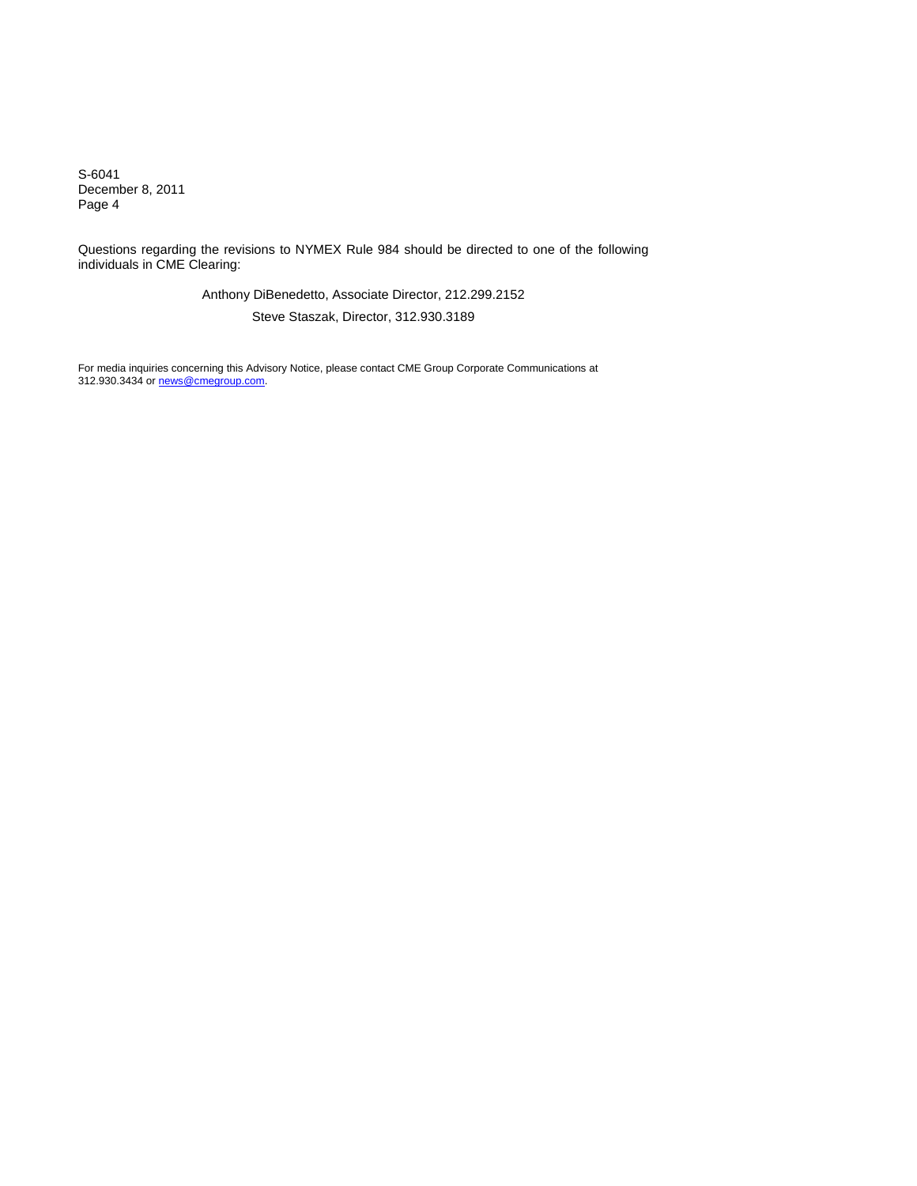Questions regarding the revisions to NYMEX Rule 984 should be directed to one of the following individuals in CME Clearing:

Anthony DiBenedetto, Associate Director, 212.299.2152

Steve Staszak, Director, 312.930.3189

For media inquiries concerning this Advisory Notice, please contact CME Group Corporate Communications at 312.930.3434 or news@cmegroup.com.